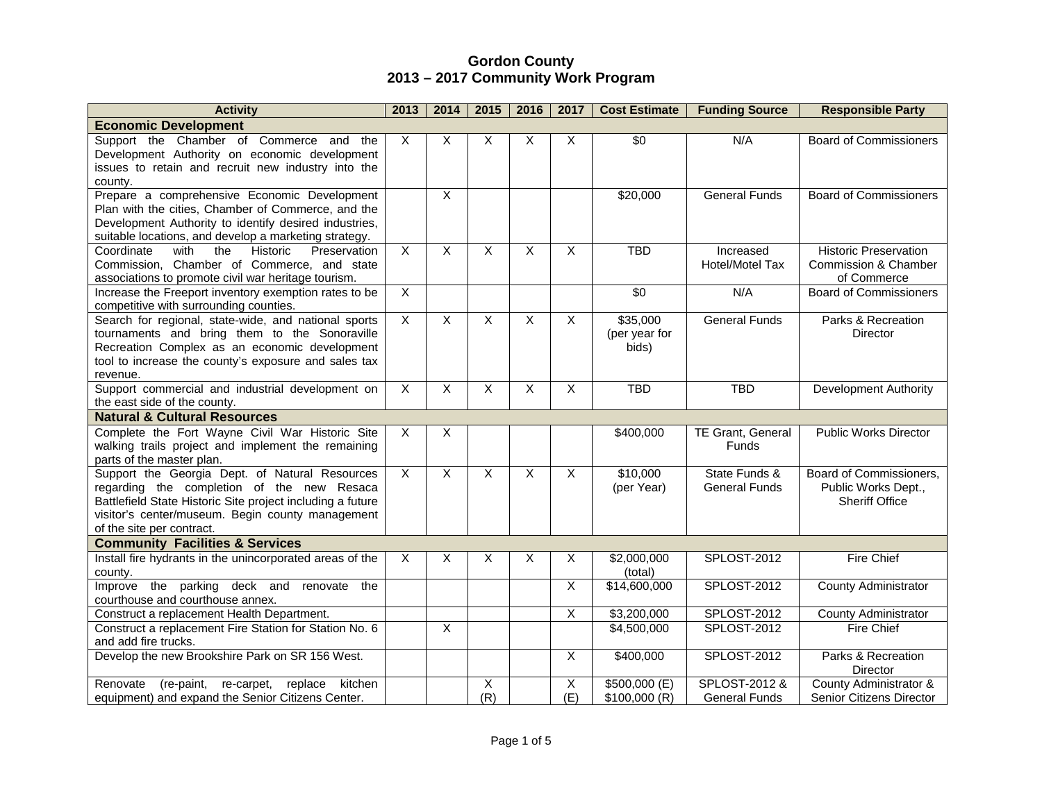# Gordon County
## 2013 – 2017 Community Work Program

| Activity | 2013 | 2014 | 2015 | 2016 | 2017 | Cost Estimate | Funding Source | Responsible Party |
|---|---|---|---|---|---|---|---|---|
| **Economic Development** | | | | | | | | |
| Support the Chamber of Commerce and the Development Authority on economic development issues to retain and recruit new industry into the county. | X | X | X | X | X | $0 | N/A | Board of Commissioners |
| Prepare a comprehensive Economic Development Plan with the cities, Chamber of Commerce, and the Development Authority to identify desired industries, suitable locations, and develop a marketing strategy. | | X | | | | $20,000 | General Funds | Board of Commissioners |
| Coordinate with the Historic Preservation Commission, Chamber of Commerce, and state associations to promote civil war heritage tourism. | X | X | X | X | X | TBD | Increased Hotel/Motel Tax | Historic Preservation Commission & Chamber of Commerce |
| Increase the Freeport inventory exemption rates to be competitive with surrounding counties. | X | | | | | $0 | N/A | Board of Commissioners |
| Search for regional, state-wide, and national sports tournaments and bring them to the Sonoraville Recreation Complex as an economic development tool to increase the county's exposure and sales tax revenue. | X | X | X | X | X | $35,000 (per year for bids) | General Funds | Parks & Recreation Director |
| Support commercial and industrial development on the east side of the county. | X | X | X | X | X | TBD | TBD | Development Authority |
| **Natural & Cultural Resources** | | | | | | | | |
| Complete the Fort Wayne Civil War Historic Site walking trails project and implement the remaining parts of the master plan. | X | X | | | | $400,000 | TE Grant, General Funds | Public Works Director |
| Support the Georgia Dept. of Natural Resources regarding the completion of the new Resaca Battlefield State Historic Site project including a future visitor's center/museum. Begin county management of the site per contract. | X | X | X | X | X | $10,000 (per Year) | State Funds & General Funds | Board of Commissioners, Public Works Dept., Sheriff Office |
| **Community Facilities & Services** | | | | | | | | |
| Install fire hydrants in the unincorporated areas of the county. | X | X | X | X | X | $2,000,000 (total) | SPLOST-2012 | Fire Chief |
| Improve the parking deck and renovate the courthouse and courthouse annex. | | | | | X | $14,600,000 | SPLOST-2012 | County Administrator |
| Construct a replacement Health Department. | | | | | X | $3,200,000 | SPLOST-2012 | County Administrator |
| Construct a replacement Fire Station for Station No. 6 and add fire trucks. | | X | | | | $4,500,000 | SPLOST-2012 | Fire Chief |
| Develop the new Brookshire Park on SR 156 West. | | | | | X | $400,000 | SPLOST-2012 | Parks & Recreation Director |
| Renovate (re-paint, re-carpet, replace kitchen equipment) and expand the Senior Citizens Center. | | | X (R) | | X (E) | $500,000 (E) $100,000 (R) | SPLOST-2012 & General Funds | County Administrator & Senior Citizens Director |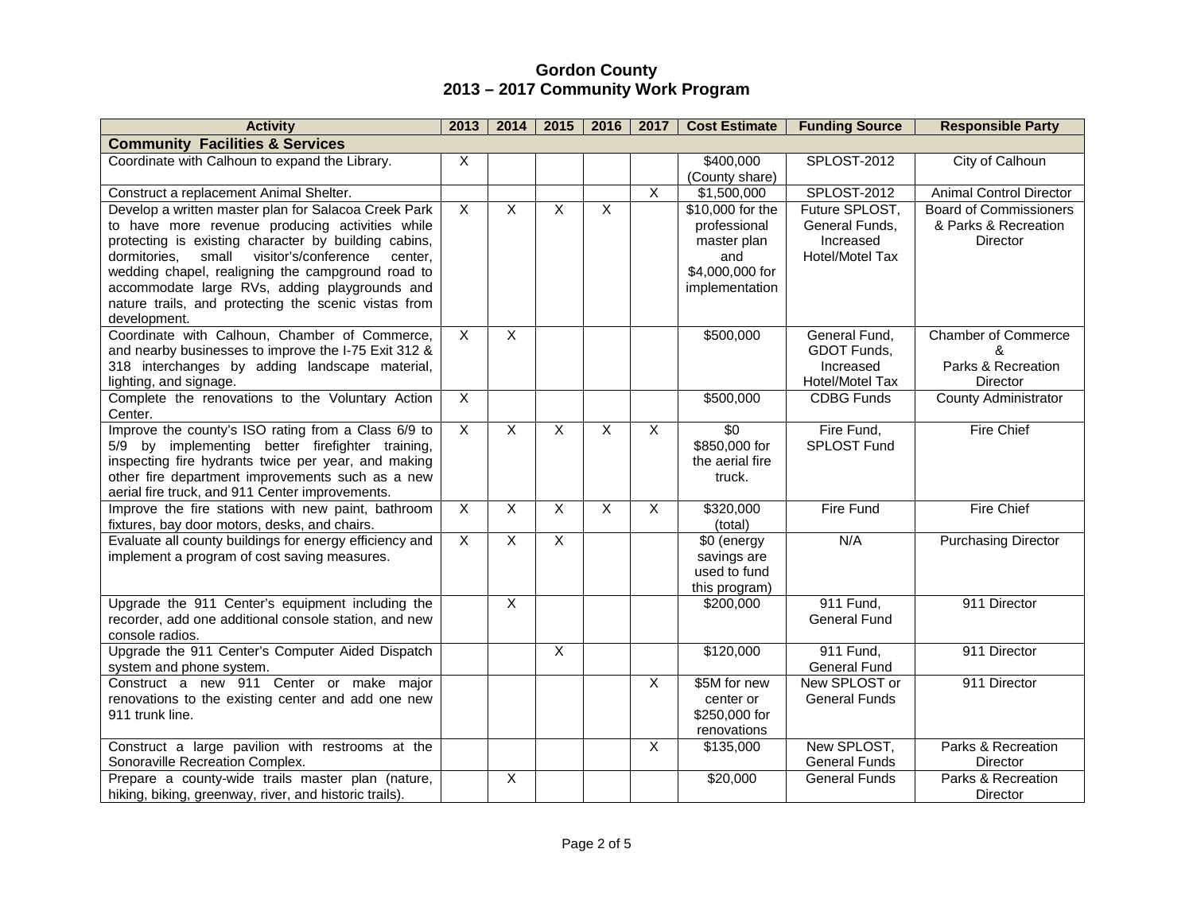# Gordon County
# 2013 – 2017 Community Work Program

| Activity | 2013 | 2014 | 2015 | 2016 | 2017 | Cost Estimate | Funding Source | Responsible Party |
|---|---|---|---|---|---|---|---|---|
| **Community Facilities & Services** | | | | | | | | |
| Coordinate with Calhoun to expand the Library. | X | | | | | $400,000 (County share) | SPLOST-2012 | City of Calhoun |
| Construct a replacement Animal Shelter. | | | | | X | $1,500,000 | SPLOST-2012 | Animal Control Director |
| Develop a written master plan for Salacoa Creek Park to have more revenue producing activities while protecting is existing character by building cabins, dormitories, small visitor's/conference center, wedding chapel, realigning the campground road to accommodate large RVs, adding playgrounds and nature trails, and protecting the scenic vistas from development. | X | X | X | X | | $10,000 for the professional master plan and $4,000,000 for implementation | Future SPLOST, General Funds, Increased Hotel/Motel Tax | Board of Commissioners & Parks & Recreation Director |
| Coordinate with Calhoun, Chamber of Commerce, and nearby businesses to improve the I-75 Exit 312 & 318 interchanges by adding landscape material, lighting, and signage. | X | X | | | | $500,000 | General Fund, GDOT Funds, Increased Hotel/Motel Tax | Chamber of Commerce & Parks & Recreation Director |
| Complete the renovations to the Voluntary Action Center. | X | | | | | $500,000 | CDBG Funds | County Administrator |
| Improve the county's ISO rating from a Class 6/9 to 5/9 by implementing better firefighter training, inspecting fire hydrants twice per year, and making other fire department improvements such as a new aerial fire truck, and 911 Center improvements. | X | X | X | X | X | $0 $850,000 for the aerial fire truck. | Fire Fund, SPLOST Fund | Fire Chief |
| Improve the fire stations with new paint, bathroom fixtures, bay door motors, desks, and chairs. | X | X | X | X | X | $320,000 (total) | Fire Fund | Fire Chief |
| Evaluate all county buildings for energy efficiency and implement a program of cost saving measures. | X | X | X | | | $0 (energy savings are used to fund this program) | N/A | Purchasing Director |
| Upgrade the 911 Center's equipment including the recorder, add one additional console station, and new console radios. | | X | | | | $200,000 | 911 Fund, General Fund | 911 Director |
| Upgrade the 911 Center's Computer Aided Dispatch system and phone system. | | | X | | | $120,000 | 911 Fund, General Fund | 911 Director |
| Construct a new 911 Center or make major renovations to the existing center and add one new 911 trunk line. | | | | | X | $5M for new center or $250,000 for renovations | New SPLOST or General Funds | 911 Director |
| Construct a large pavilion with restrooms at the Sonoraville Recreation Complex. | | | | | X | $135,000 | New SPLOST, General Funds | Parks & Recreation Director |
| Prepare a county-wide trails master plan (nature, hiking, biking, greenway, river, and historic trails). | | X | | | | $20,000 | General Funds | Parks & Recreation Director |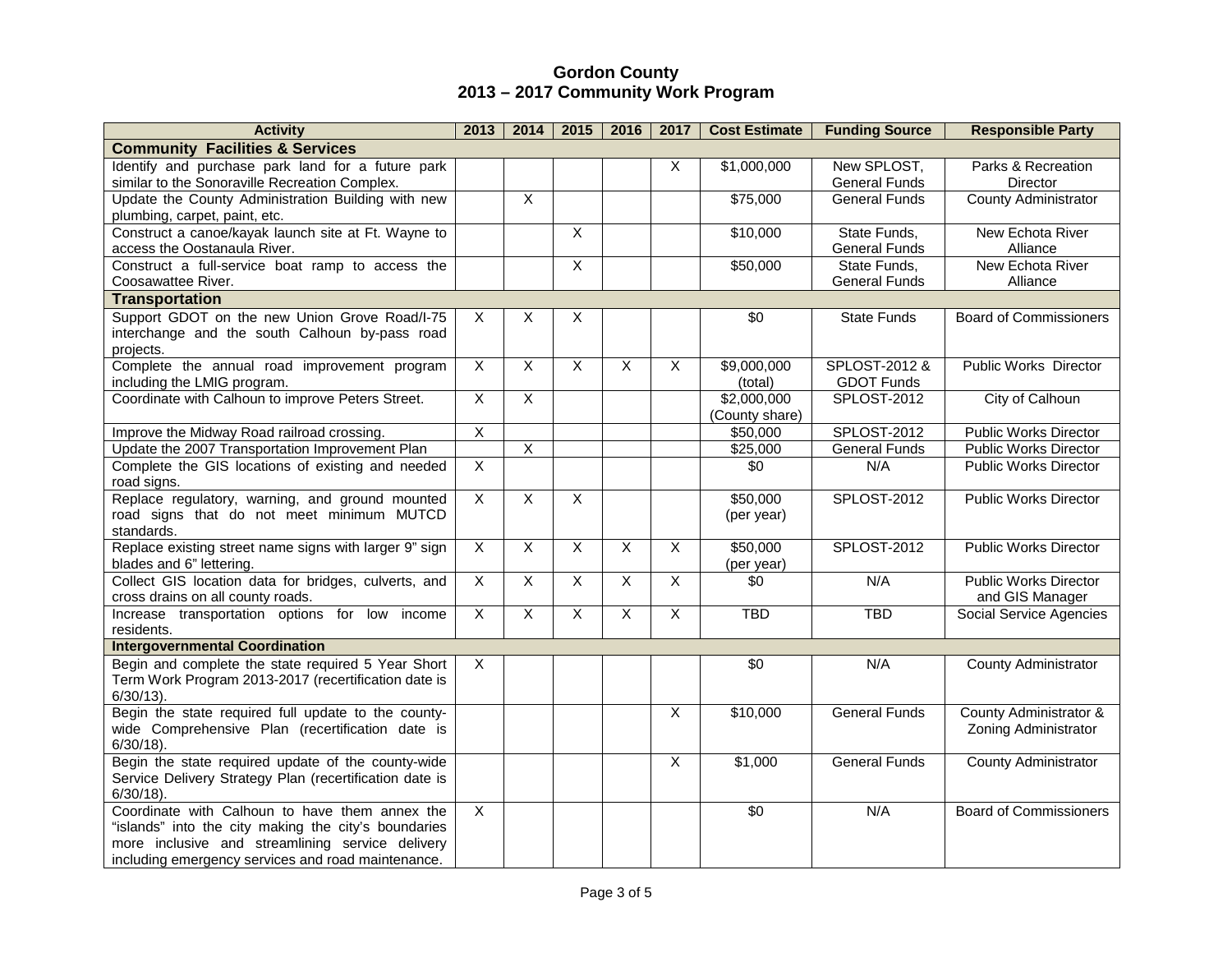# Gordon County
## 2013 – 2017 Community Work Program

| Activity | 2013 | 2014 | 2015 | 2016 | 2017 | Cost Estimate | Funding Source | Responsible Party |
|---|---|---|---|---|---|---|---|---|
| **Community Facilities & Services** | | | | | | | | |
| Identify and purchase park land for a future park similar to the Sonoraville Recreation Complex. | | | | | X | $1,000,000 | New SPLOST, General Funds | Parks & Recreation Director |
| Update the County Administration Building with new plumbing, carpet, paint, etc. | | X | | | | $75,000 | General Funds | County Administrator |
| Construct a canoe/kayak launch site at Ft. Wayne to access the Oostanaula River. | | | X | | | $10,000 | State Funds, General Funds | New Echota River Alliance |
| Construct a full-service boat ramp to access the Coosawattee River. | | | X | | | $50,000 | State Funds, General Funds | New Echota River Alliance |
| **Transportation** | | | | | | | | |
| Support GDOT on the new Union Grove Road/I-75 interchange and the south Calhoun by-pass road projects. | X | X | X | | | $0 | State Funds | Board of Commissioners |
| Complete the annual road improvement program including the LMIG program. | X | X | X | X | X | $9,000,000 (total) | SPLOST-2012 & GDOT Funds | Public Works Director |
| Coordinate with Calhoun to improve Peters Street. | X | X | | | | $2,000,000 (County share) | SPLOST-2012 | City of Calhoun |
| Improve the Midway Road railroad crossing. | X | | | | | $50,000 | SPLOST-2012 | Public Works Director |
| Update the 2007 Transportation Improvement Plan | | X | | | | $25,000 | General Funds | Public Works Director |
| Complete the GIS locations of existing and needed road signs. | X | | | | | $0 | N/A | Public Works Director |
| Replace regulatory, warning, and ground mounted road signs that do not meet minimum MUTCD standards. | X | X | X | | | $50,000 (per year) | SPLOST-2012 | Public Works Director |
| Replace existing street name signs with larger 9" sign blades and 6" lettering. | X | X | X | X | X | $50,000 (per year) | SPLOST-2012 | Public Works Director |
| Collect GIS location data for bridges, culverts, and cross drains on all county roads. | X | X | X | X | X | $0 | N/A | Public Works Director and GIS Manager |
| Increase transportation options for low income residents. | X | X | X | X | X | TBD | TBD | Social Service Agencies |
| **Intergovernmental Coordination** | | | | | | | | |
| Begin and complete the state required 5 Year Short Term Work Program 2013-2017 (recertification date is 6/30/13). | X | | | | | $0 | N/A | County Administrator |
| Begin the state required full update to the county-wide Comprehensive Plan (recertification date is 6/30/18). | | | | | X | $10,000 | General Funds | County Administrator & Zoning Administrator |
| Begin the state required update of the county-wide Service Delivery Strategy Plan (recertification date is 6/30/18). | | | | | X | $1,000 | General Funds | County Administrator |
| Coordinate with Calhoun to have them annex the "islands" into the city making the city's boundaries more inclusive and streamlining service delivery including emergency services and road maintenance. | X | | | | | $0 | N/A | Board of Commissioners |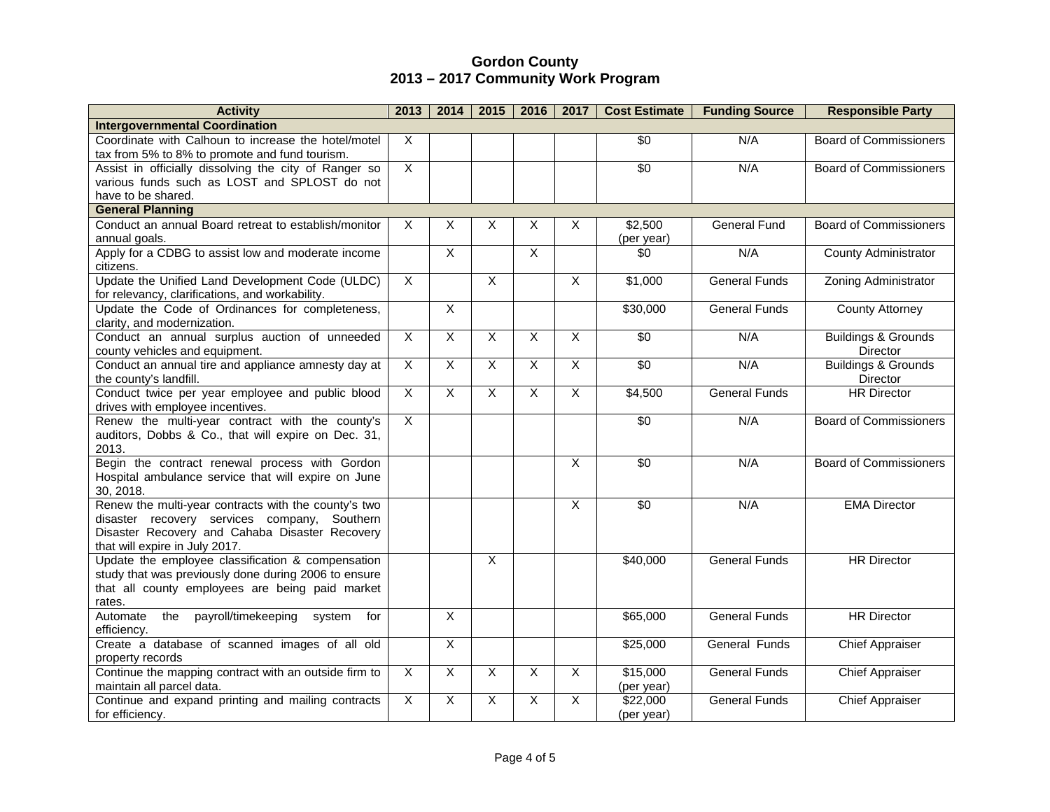# Gordon County
## 2013 – 2017 Community Work Program

| Activity | 2013 | 2014 | 2015 | 2016 | 2017 | Cost Estimate | Funding Source | Responsible Party |
|---|---|---|---|---|---|---|---|---|
| **Intergovernmental Coordination** | | | | | | | | |
| Coordinate with Calhoun to increase the hotel/motel tax from 5% to 8% to promote and fund tourism. | X | | | | | $0 | N/A | Board of Commissioners |
| Assist in officially dissolving the city of Ranger so various funds such as LOST and SPLOST do not have to be shared. | X | | | | | $0 | N/A | Board of Commissioners |
| **General Planning** | | | | | | | | |
| Conduct an annual Board retreat to establish/monitor annual goals. | X | X | X | X | X | $2,500 (per year) | General Fund | Board of Commissioners |
| Apply for a CDBG to assist low and moderate income citizens. | | X | | X | | $0 | N/A | County Administrator |
| Update the Unified Land Development Code (ULDC) for relevancy, clarifications, and workability. | X | | X | | X | $1,000 | General Funds | Zoning Administrator |
| Update the Code of Ordinances for completeness, clarity, and modernization. | | X | | | | $30,000 | General Funds | County Attorney |
| Conduct an annual surplus auction of unneeded county vehicles and equipment. | X | X | X | X | X | $0 | N/A | Buildings & Grounds Director |
| Conduct an annual tire and appliance amnesty day at the county's landfill. | X | X | X | X | X | $0 | N/A | Buildings & Grounds Director |
| Conduct twice per year employee and public blood drives with employee incentives. | X | X | X | X | X | $4,500 | General Funds | HR Director |
| Renew the multi-year contract with the county's auditors, Dobbs & Co., that will expire on Dec. 31, 2013. | X | | | | | $0 | N/A | Board of Commissioners |
| Begin the contract renewal process with Gordon Hospital ambulance service that will expire on June 30, 2018. | | | | | X | $0 | N/A | Board of Commissioners |
| Renew the multi-year contracts with the county's two disaster recovery services company, Southern Disaster Recovery and Cahaba Disaster Recovery that will expire in July 2017. | | | | | X | $0 | N/A | EMA Director |
| Update the employee classification & compensation study that was previously done during 2006 to ensure that all county employees are being paid market rates. | | | X | | | $40,000 | General Funds | HR Director |
| Automate the payroll/timekeeping system for efficiency. | | X | | | | $65,000 | General Funds | HR Director |
| Create a database of scanned images of all old property records | | X | | | | $25,000 | General Funds | Chief Appraiser |
| Continue the mapping contract with an outside firm to maintain all parcel data. | X | X | X | X | X | $15,000 (per year) | General Funds | Chief Appraiser |
| Continue and expand printing and mailing contracts for efficiency. | X | X | X | X | X | $22,000 (per year) | General Funds | Chief Appraiser |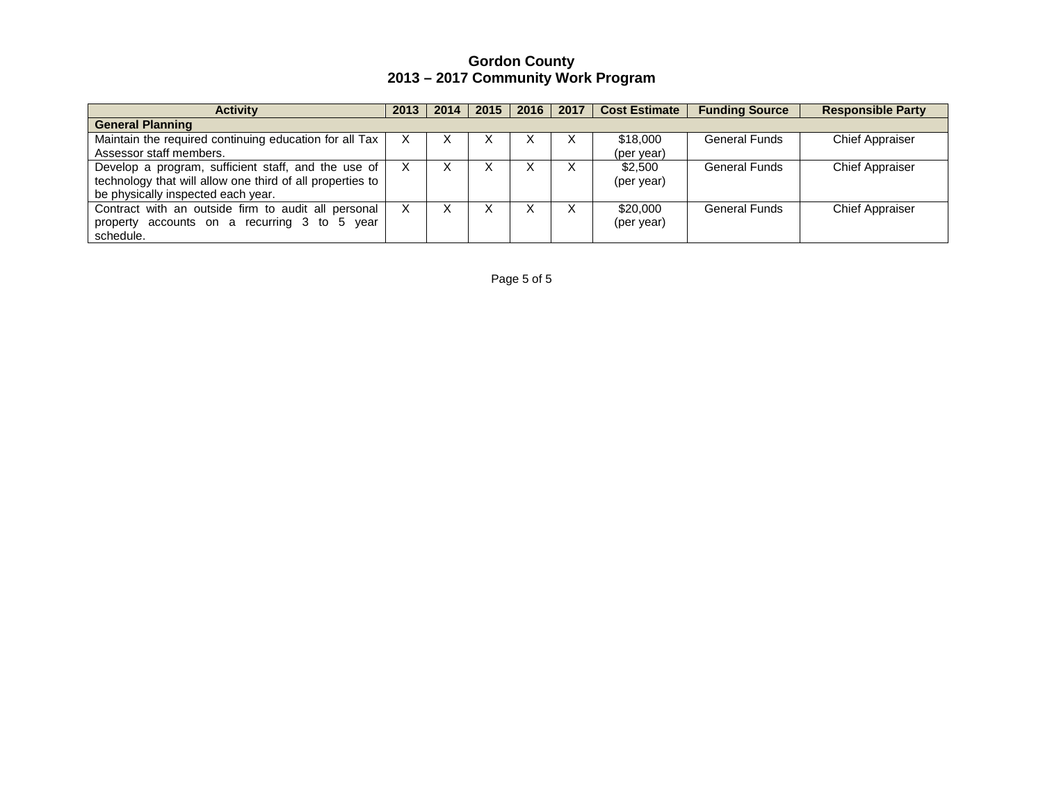# Gordon County
## 2013 – 2017 Community Work Program

| Activity | 2013 | 2014 | 2015 | 2016 | 2017 | Cost Estimate | Funding Source | Responsible Party |
|---|---|---|---|---|---|---|---|---|
| **General Planning** | | | | | | | | |
| Maintain the required continuing education for all Tax Assessor staff members. | X | X | X | X | X | $18,000 (per year) | General Funds | Chief Appraiser |
| Develop a program, sufficient staff, and the use of technology that will allow one third of all properties to be physically inspected each year. | X | X | X | X | X | $2,500 (per year) | General Funds | Chief Appraiser |
| Contract with an outside firm to audit all personal property accounts on a recurring 3 to 5 year schedule. | X | X | X | X | X | $20,000 (per year) | General Funds | Chief Appraiser |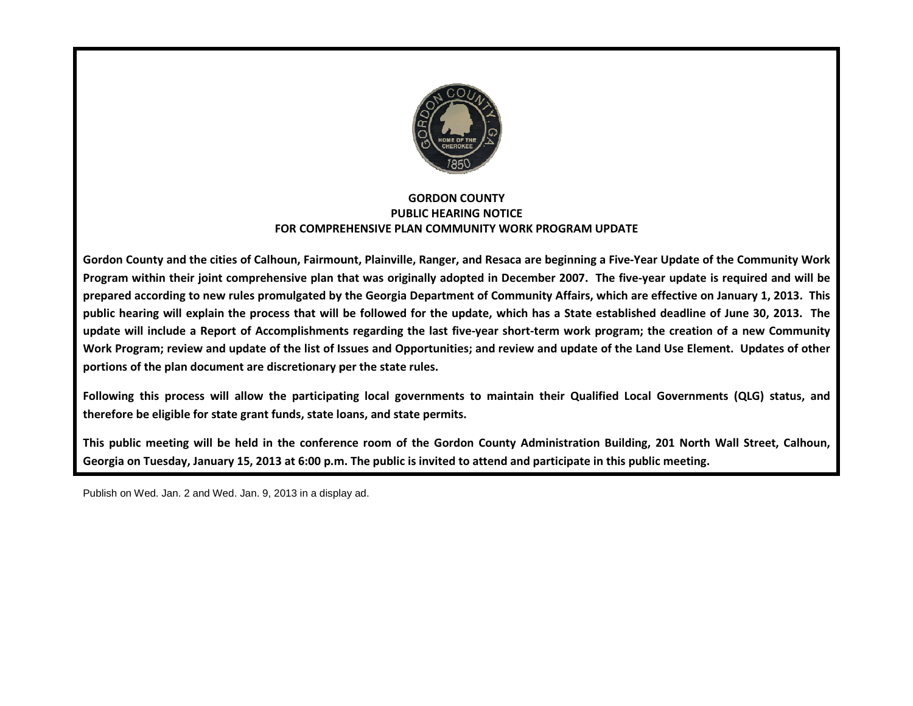**GORDON COUNTY**
**PUBLIC HEARING NOTICE**
**FOR COMPREHENSIVE PLAN COMMUNITY WORK PROGRAM UPDATE**

**Gordon County and the cities of Calhoun, Fairmount, Plainville, Ranger, and Resaca are beginning a Five-Year Update of the Community Work Program within their joint comprehensive plan that was originally adopted in December 2007. The five-year update is required and will be prepared according to new rules promulgated by the Georgia Department of Community Affairs, which are effective on January 1, 2013. This public hearing will explain the process that will be followed for the update, which has a State established deadline of June 30, 2013. The update will include a Report of Accomplishments regarding the last five-year short-term work program; the creation of a new Community Work Program; review and update of the list of Issues and Opportunities; and review and update of the Land Use Element. Updates of other portions of the plan document are discretionary per the state rules.**

**Following this process will allow the participating local governments to maintain their Qualified Local Governments (QLG) status, and therefore be eligible for state grant funds, state loans, and state permits.**

**This public meeting will be held in the conference room of the Gordon County Administration Building, 201 North Wall Street, Calhoun, Georgia on Tuesday, January 15, 2013 at 6:00 p.m. The public is invited to attend and participate in this public meeting.**

Publish on Wed. Jan. 2 and Wed. Jan. 9, 2013 in a display ad.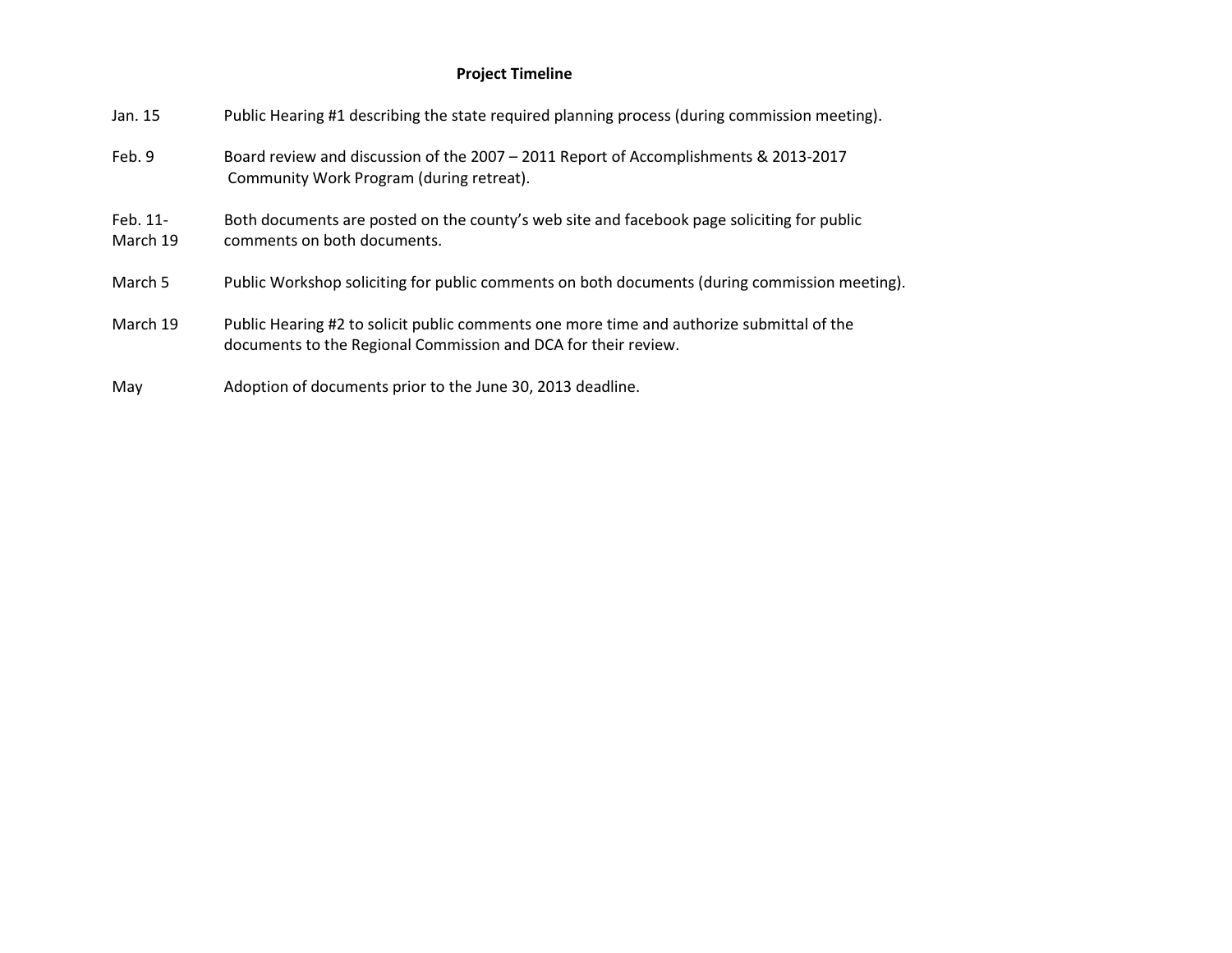**Project Timeline**

| | |
|---|---|
| Jan. 15 | Public Hearing #1 describing the state required planning process (during commission meeting). |
| Feb. 9 | Board review and discussion of the 2007 – 2011 Report of Accomplishments & 2013-2017 Community Work Program (during retreat). |
| Feb. 11- March 19 | Both documents are posted on the county's web site and facebook page soliciting for public comments on both documents. |
| March 5 | Public Workshop soliciting for public comments on both documents (during commission meeting). |
| March 19 | Public Hearing #2 to solicit public comments one more time and authorize submittal of the documents to the Regional Commission and DCA for their review. |
| May | Adoption of documents prior to the June 30, 2013 deadline. |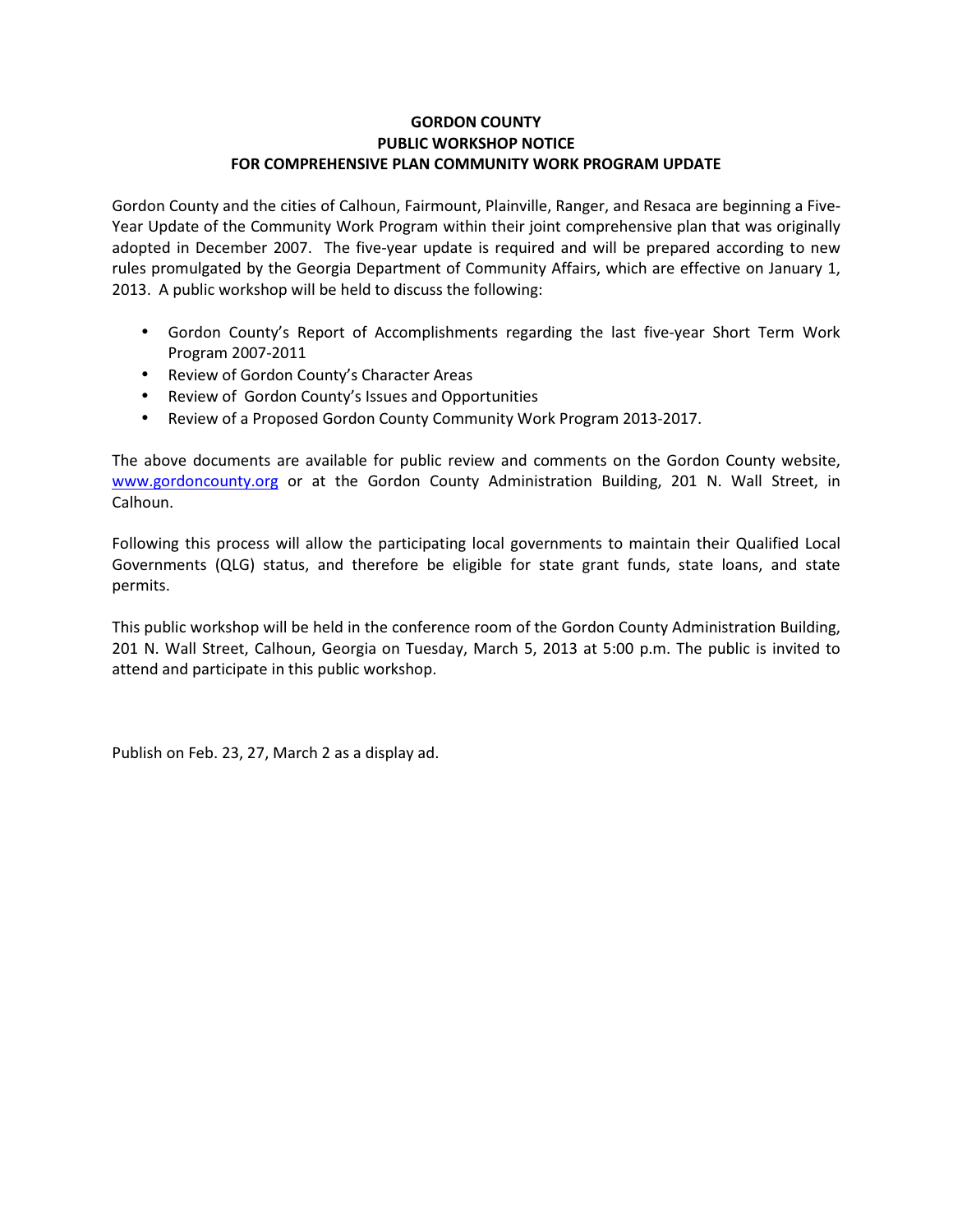# GORDON COUNTY
## PUBLIC WORKSHOP NOTICE
## FOR COMPREHENSIVE PLAN COMMUNITY WORK PROGRAM UPDATE

Gordon County and the cities of Calhoun, Fairmount, Plainville, Ranger, and Resaca are beginning a Five-Year Update of the Community Work Program within their joint comprehensive plan that was originally adopted in December 2007. The five-year update is required and will be prepared according to new rules promulgated by the Georgia Department of Community Affairs, which are effective on January 1, 2013. A public workshop will be held to discuss the following:

- Gordon County's Report of Accomplishments regarding the last five-year Short Term Work Program 2007-2011
- Review of Gordon County's Character Areas
- Review of Gordon County's Issues and Opportunities
- Review of a Proposed Gordon County Community Work Program 2013-2017.

The above documents are available for public review and comments on the Gordon County website, www.gordoncounty.org or at the Gordon County Administration Building, 201 N. Wall Street, in Calhoun.

Following this process will allow the participating local governments to maintain their Qualified Local Governments (QLG) status, and therefore be eligible for state grant funds, state loans, and state permits.

This public workshop will be held in the conference room of the Gordon County Administration Building, 201 N. Wall Street, Calhoun, Georgia on Tuesday, March 5, 2013 at 5:00 p.m. The public is invited to attend and participate in this public workshop.

Publish on Feb. 23, 27, March 2 as a display ad.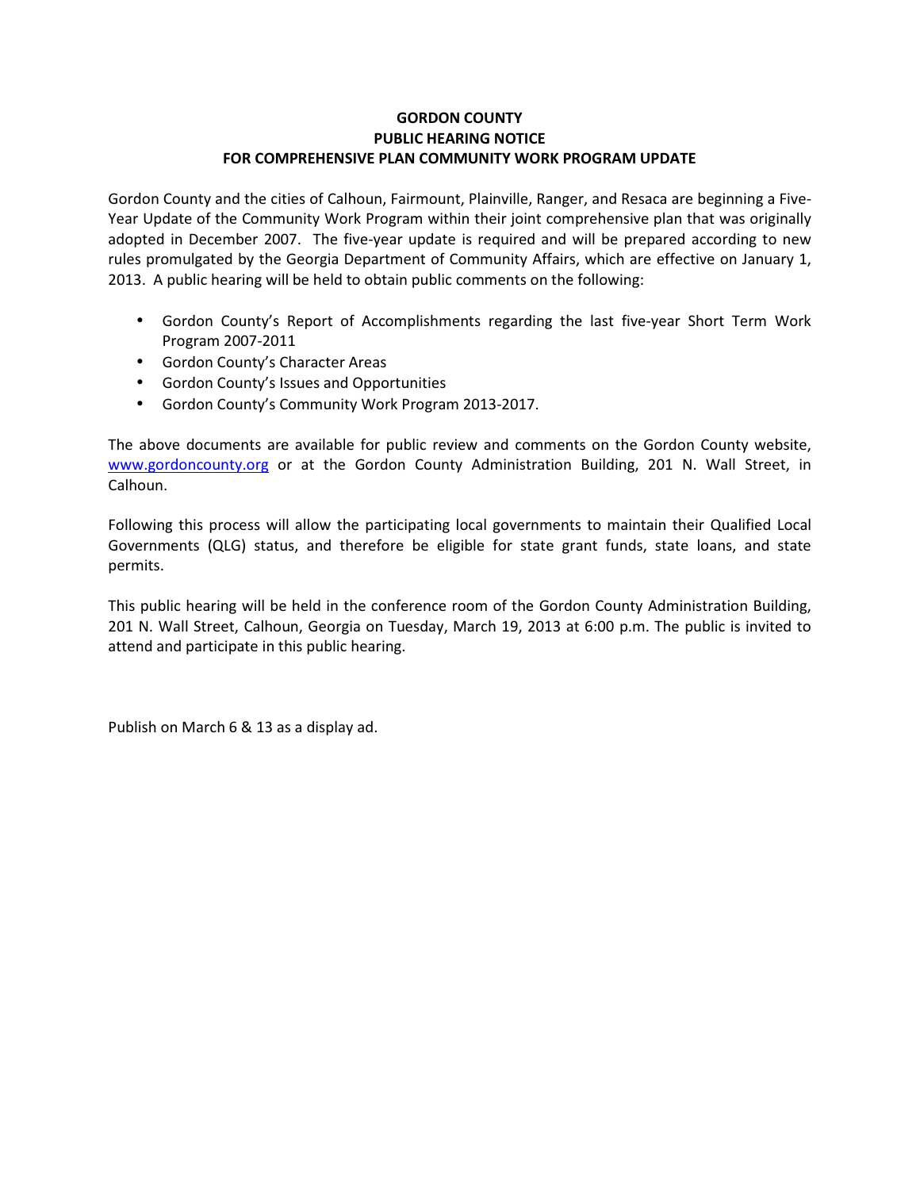**GORDON COUNTY**
**PUBLIC HEARING NOTICE**
**FOR COMPREHENSIVE PLAN COMMUNITY WORK PROGRAM UPDATE**

Gordon County and the cities of Calhoun, Fairmount, Plainville, Ranger, and Resaca are beginning a Five-Year Update of the Community Work Program within their joint comprehensive plan that was originally adopted in December 2007. The five-year update is required and will be prepared according to new rules promulgated by the Georgia Department of Community Affairs, which are effective on January 1, 2013. A public hearing will be held to obtain public comments on the following:

- Gordon County's Report of Accomplishments regarding the last five-year Short Term Work Program 2007-2011
- Gordon County's Character Areas
- Gordon County's Issues and Opportunities
- Gordon County's Community Work Program 2013-2017.

The above documents are available for public review and comments on the Gordon County website, [www.gordoncounty.org](http://www.gordoncounty.org) or at the Gordon County Administration Building, 201 N. Wall Street, in Calhoun.

Following this process will allow the participating local governments to maintain their Qualified Local Governments (QLG) status, and therefore be eligible for state grant funds, state loans, and state permits.

This public hearing will be held in the conference room of the Gordon County Administration Building, 201 N. Wall Street, Calhoun, Georgia on Tuesday, March 19, 2013 at 6:00 p.m. The public is invited to attend and participate in this public hearing.

Publish on March 6 & 13 as a display ad.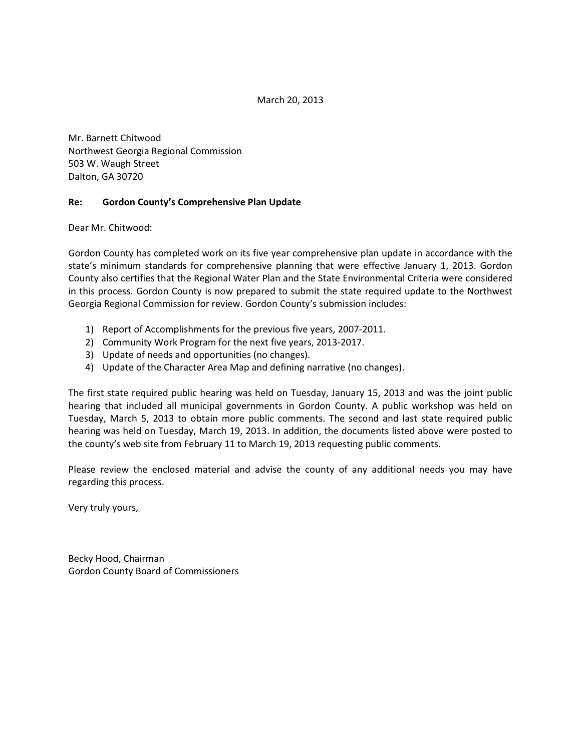March 20, 2013

Mr. Barnett Chitwood
Northwest Georgia Regional Commission
503 W. Waugh Street
Dalton, GA 30720

**Re: Gordon County's Comprehensive Plan Update**

Dear Mr. Chitwood:

Gordon County has completed work on its five year comprehensive plan update in accordance with the state's minimum standards for comprehensive planning that were effective January 1, 2013. Gordon County also certifies that the Regional Water Plan and the State Environmental Criteria were considered in this process. Gordon County is now prepared to submit the state required update to the Northwest Georgia Regional Commission for review. Gordon County's submission includes:

1) Report of Accomplishments for the previous five years, 2007-2011.
2) Community Work Program for the next five years, 2013-2017.
3) Update of needs and opportunities (no changes).
4) Update of the Character Area Map and defining narrative (no changes).

The first state required public hearing was held on Tuesday, January 15, 2013 and was the joint public hearing that included all municipal governments in Gordon County. A public workshop was held on Tuesday, March 5, 2013 to obtain more public comments. The second and last state required public hearing was held on Tuesday, March 19, 2013. In addition, the documents listed above were posted to the county's web site from February 11 to March 19, 2013 requesting public comments.

Please review the enclosed material and advise the county of any additional needs you may have regarding this process.

Very truly yours,

Becky Hood, Chairman
Gordon County Board of Commissioners